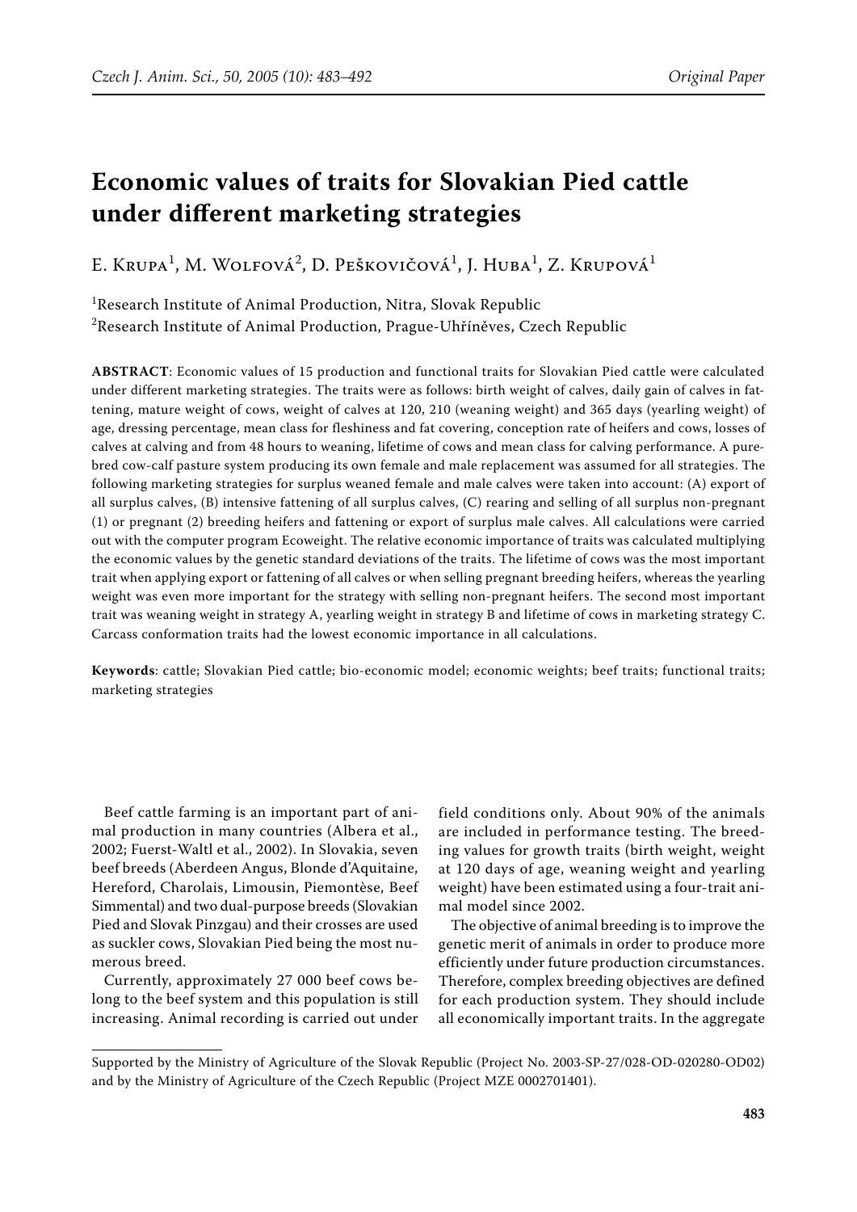# Economic values of traits for Slovakian Pied cattle under different marketing strategies

E. Krupa[1], M. Wolfová[2], D. Peškovičová[1], J. Huba[1], Z. Krupová[1]

[1]Research Institute of Animal Production, Nitra, Slovak Republic
[2]Research Institute of Animal Production, Prague-Uhříněves, Czech Republic

**ABSTRACT**: Economic values of 15 production and functional traits for Slovakian Pied cattle were calculated under different marketing strategies. The traits were as follows: birth weight of calves, daily gain of calves in fattening, mature weight of cows, weight of calves at 120, 210 (weaning weight) and 365 days (yearling weight) of age, dressing percentage, mean class for fleshiness and fat covering, conception rate of heifers and cows, losses of calves at calving and from 48 hours to weaning, lifetime of cows and mean class for calving performance. A purebred cow-calf pasture system producing its own female and male replacement was assumed for all strategies. The following marketing strategies for surplus weaned female and male calves were taken into account: (A) export of all surplus calves, (B) intensive fattening of all surplus calves, (C) rearing and selling of all surplus non-pregnant (1) or pregnant (2) breeding heifers and fattening or export of surplus male calves. All calculations were carried out with the computer program Ecoweight. The relative economic importance of traits was calculated multiplying the economic values by the genetic standard deviations of the traits. The lifetime of cows was the most important trait when applying export or fattening of all calves or when selling pregnant breeding heifers, whereas the yearling weight was even more important for the strategy with selling non-pregnant heifers. The second most important trait was weaning weight in strategy A, yearling weight in strategy B and lifetime of cows in marketing strategy C. Carcass conformation traits had the lowest economic importance in all calculations.

**Keywords**: cattle; Slovakian Pied cattle; bio-economic model; economic weights; beef traits; functional traits; marketing strategies

Beef cattle farming is an important part of animal production in many countries (Albera et al., 2002; Fuerst-Waltl et al., 2002). In Slovakia, seven beef breeds (Aberdeen Angus, Blonde d'Aquitaine, Hereford, Charolais, Limousin, Piemontèse, Beef Simmental) and two dual-purpose breeds (Slovakian Pied and Slovak Pinzgau) and their crosses are used as suckler cows, Slovakian Pied being the most numerous breed.

Currently, approximately 27 000 beef cows belong to the beef system and this population is still increasing. Animal recording is carried out under field conditions only. About 90% of the animals are included in performance testing. The breeding values for growth traits (birth weight, weight at 120 days of age, weaning weight and yearling weight) have been estimated using a four-trait animal model since 2002.

The objective of animal breeding is to improve the genetic merit of animals in order to produce more efficiently under future production circumstances. Therefore, complex breeding objectives are defined for each production system. They should include all economically important traits. In the aggregate

Supported by the Ministry of Agriculture of the Slovak Republic (Project No. 2003-SP-27/028-OD-020280-OD02) and by the Ministry of Agriculture of the Czech Republic (Project MZE 0002701401).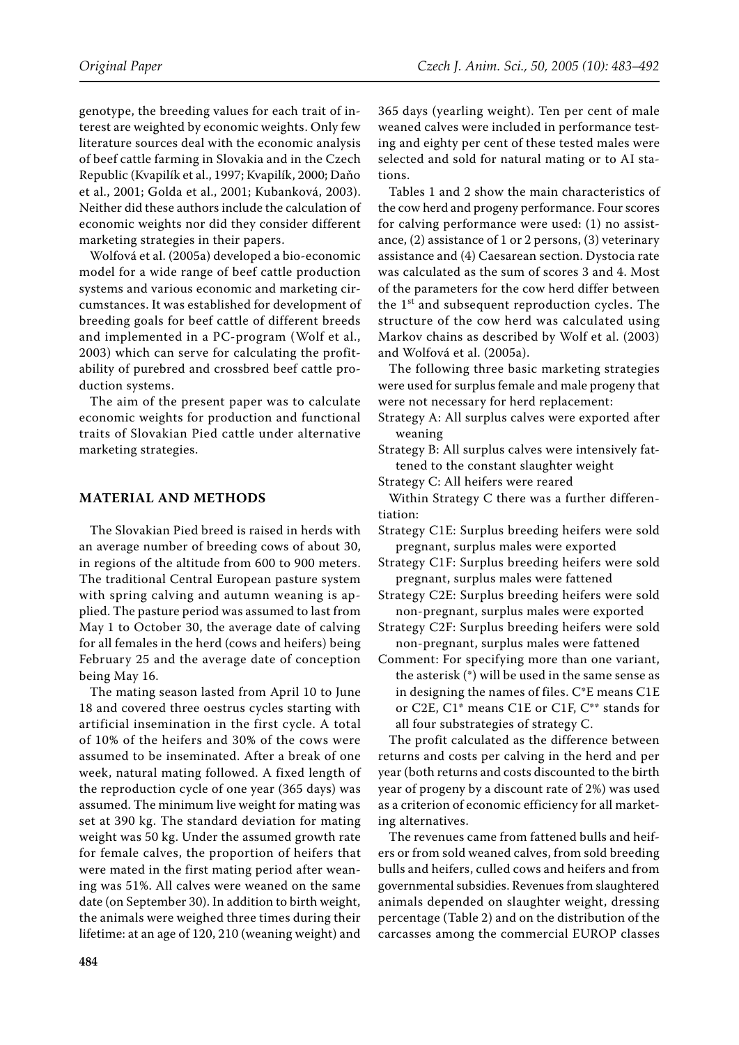genotype, the breeding values for each trait of interest are weighted by economic weights. Only few literature sources deal with the economic analysis of beef cattle farming in Slovakia and in the Czech Republic (Kvapilík et al., 1997; Kvapilík, 2000; Daňo et al., 2001; Golda et al., 2001; Kubanková, 2003). Neither did these authors include the calculation of economic weights nor did they consider different marketing strategies in their papers.

Wolfová et al. (2005a) developed a bio-economic model for a wide range of beef cattle production systems and various economic and marketing circumstances. It was established for development of breeding goals for beef cattle of different breeds and implemented in a PC-program (Wolf et al., 2003) which can serve for calculating the profitability of purebred and crossbred beef cattle production systems.

The aim of the present paper was to calculate economic weights for production and functional traits of Slovakian Pied cattle under alternative marketing strategies.

## MATERIAL AND METHODS

The Slovakian Pied breed is raised in herds with an average number of breeding cows of about 30, in regions of the altitude from 600 to 900 meters. The traditional Central European pasture system with spring calving and autumn weaning is applied. The pasture period was assumed to last from May 1 to October 30, the average date of calving for all females in the herd (cows and heifers) being February 25 and the average date of conception being May 16.

The mating season lasted from April 10 to June 18 and covered three oestrus cycles starting with artificial insemination in the first cycle. A total of 10% of the heifers and 30% of the cows were assumed to be inseminated. After a break of one week, natural mating followed. A fixed length of the reproduction cycle of one year (365 days) was assumed. The minimum live weight for mating was set at 390 kg. The standard deviation for mating weight was 50 kg. Under the assumed growth rate for female calves, the proportion of heifers that were mated in the first mating period after weaning was 51%. All calves were weaned on the same date (on September 30). In addition to birth weight, the animals were weighed three times during their lifetime: at an age of 120, 210 (weaning weight) and 365 days (yearling weight). Ten per cent of male weaned calves were included in performance testing and eighty per cent of these tested males were selected and sold for natural mating or to AI stations.

Tables 1 and 2 show the main characteristics of the cow herd and progeny performance. Four scores for calving performance were used: (1) no assistance, (2) assistance of 1 or 2 persons, (3) veterinary assistance and (4) Caesarean section. Dystocia rate was calculated as the sum of scores 3 and 4. Most of the parameters for the cow herd differ between the 1st and subsequent reproduction cycles. The structure of the cow herd was calculated using Markov chains as described by Wolf et al. (2003) and Wolfová et al. (2005a).

The following three basic marketing strategies were used for surplus female and male progeny that were not necessary for herd replacement:

Strategy A: All surplus calves were exported after weaning

Strategy B: All surplus calves were intensively fattened to the constant slaughter weight

Strategy C: All heifers were reared

Within Strategy C there was a further differentiation:

Strategy C1E: Surplus breeding heifers were sold pregnant, surplus males were exported

Strategy C1F: Surplus breeding heifers were sold pregnant, surplus males were fattened

Strategy C2E: Surplus breeding heifers were sold non-pregnant, surplus males were exported

Strategy C2F: Surplus breeding heifers were sold non-pregnant, surplus males were fattened

Comment: For specifying more than one variant, the asterisk (*) will be used in the same sense as in designing the names of files. C*E means C1E or C2E, C1* means C1E or C1F, C** stands for all four substrategies of strategy C.

The profit calculated as the difference between returns and costs per calving in the herd and per year (both returns and costs discounted to the birth year of progeny by a discount rate of 2%) was used as a criterion of economic efficiency for all marketing alternatives.

The revenues came from fattened bulls and heifers or from sold weaned calves, from sold breeding bulls and heifers, culled cows and heifers and from governmental subsidies. Revenues from slaughtered animals depended on slaughter weight, dressing percentage (Table 2) and on the distribution of the carcasses among the commercial EUROP classes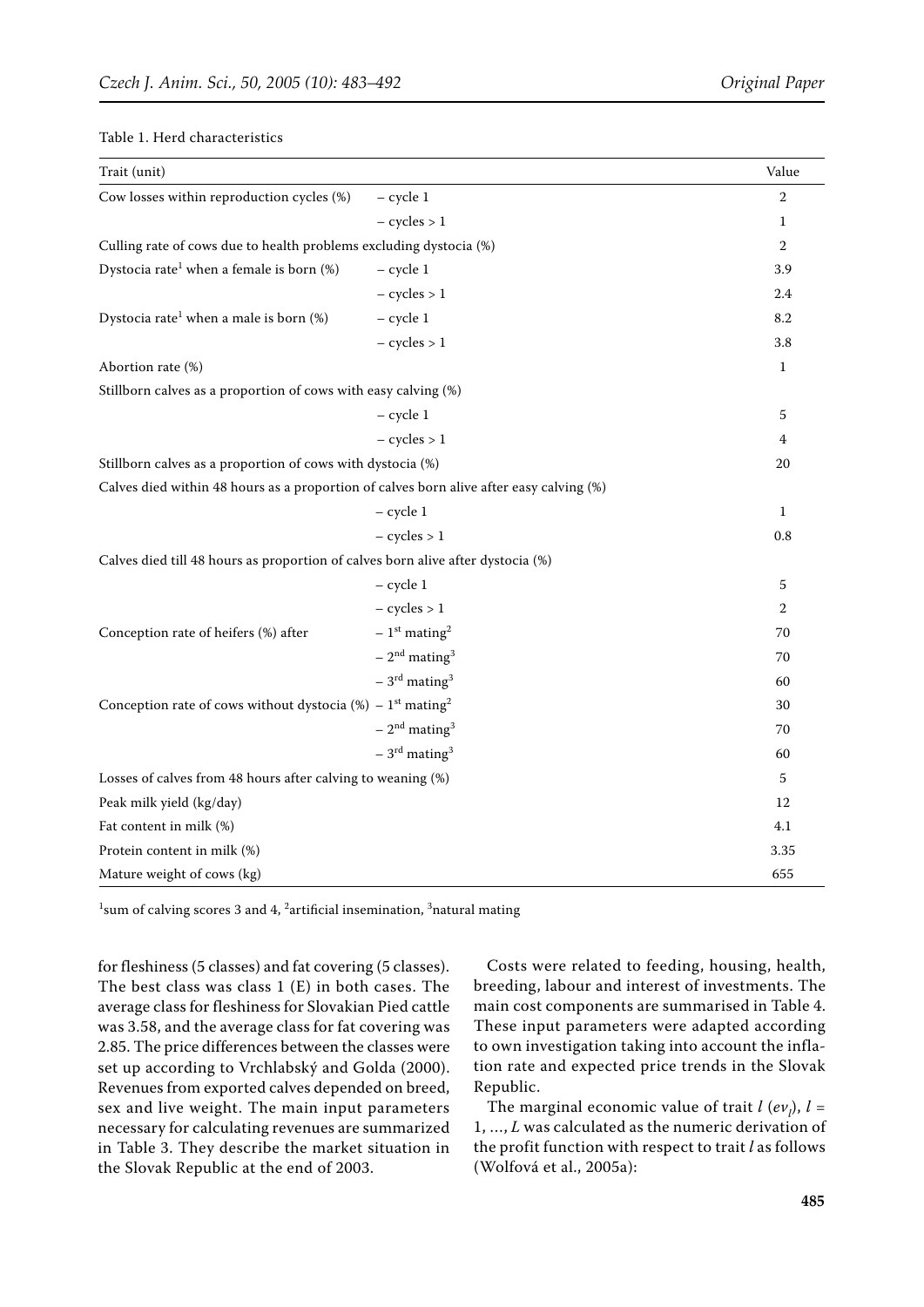Table 1. Herd characteristics

| Trait (unit) | | Value |
|---|---|---|
| Cow losses within reproduction cycles (%) | – cycle 1 | 2 |
| | – cycles > 1 | 1 |
| Culling rate of cows due to health problems excluding dystocia (%) | | 2 |
| Dystocia rate[1] when a female is born (%) | – cycle 1 | 3.9 |
| | – cycles > 1 | 2.4 |
| Dystocia rate[1] when a male is born (%) | – cycle 1 | 8.2 |
| | – cycles > 1 | 3.8 |
| Abortion rate (%) | | 1 |
| Stillborn calves as a proportion of cows with easy calving (%) | | |
| | – cycle 1 | 5 |
| | – cycles > 1 | 4 |
| Stillborn calves as a proportion of cows with dystocia (%) | | 20 |
| Calves died within 48 hours as a proportion of calves born alive after easy calving (%) | | |
| | – cycle 1 | 1 |
| | – cycles > 1 | 0.8 |
| Calves died till 48 hours as proportion of calves born alive after dystocia (%) | | |
| | – cycle 1 | 5 |
| | – cycles > 1 | 2 |
| Conception rate of heifers (%) after | – 1st mating[2] | 70 |
| | – 2nd mating[3] | 70 |
| | – 3rd mating[3] | 60 |
| Conception rate of cows without dystocia (%) | – 1st mating[2] | 30 |
| | – 2nd mating[3] | 70 |
| | – 3rd mating[3] | 60 |
| Losses of calves from 48 hours after calving to weaning (%) | | 5 |
| Peak milk yield (kg/day) | | 12 |
| Fat content in milk (%) | | 4.1 |
| Protein content in milk (%) | | 3.35 |
| Mature weight of cows (kg) | | 655 |

[1]sum of calving scores 3 and 4, [2]artificial insemination, [3]natural mating

for fleshiness (5 classes) and fat covering (5 classes). The best class was class 1 (E) in both cases. The average class for fleshiness for Slovakian Pied cattle was 3.58, and the average class for fat covering was 2.85. The price differences between the classes were set up according to Vrchlabský and Golda (2000). Revenues from exported calves depended on breed, sex and live weight. The main input parameters necessary for calculating revenues are summarized in Table 3. They describe the market situation in the Slovak Republic at the end of 2003.

Costs were related to feeding, housing, health, breeding, labour and interest of investments. The main cost components are summarised in Table 4. These input parameters were adapted according to own investigation taking into account the inflation rate and expected price trends in the Slovak Republic.

The marginal economic value of trait $l$ ($ev_l$), $l = 1, \ldots, L$ was calculated as the numeric derivation of the profit function with respect to trait $l$ as follows (Wolfová et al., 2005a):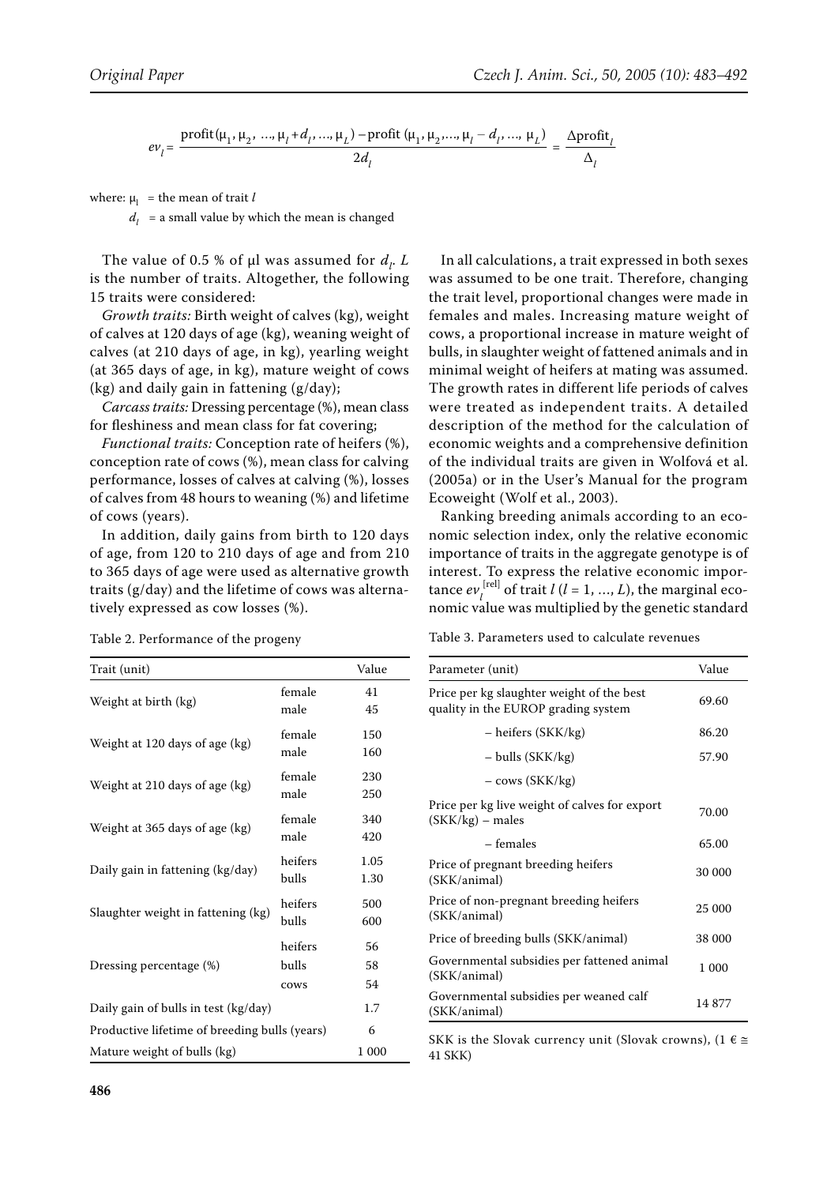$$ev_l = \frac{\text{profit}(\mu_1, \mu_2, \ldots, \mu_l + d_l, \ldots, \mu_L) - \text{profit}(\mu_1, \mu_2, \ldots, \mu_l - d_l, \ldots, \mu_L)}{2d_l} = \frac{\Delta\text{profit}_l}{\Delta_l}$$

where: $\mu_l$ = the mean of trait $l$

$d_l$ = a small value by which the mean is changed

The value of 0.5 % of μl was assumed for $d_l$. $L$ is the number of traits. Altogether, the following 15 traits were considered:

*Growth traits:* Birth weight of calves (kg), weight of calves at 120 days of age (kg), weaning weight of calves (at 210 days of age, in kg), yearling weight (at 365 days of age, in kg), mature weight of cows (kg) and daily gain in fattening (g/day);

*Carcass traits:* Dressing percentage (%), mean class for fleshiness and mean class for fat covering;

*Functional traits:* Conception rate of heifers (%), conception rate of cows (%), mean class for calving performance, losses of calves at calving (%), losses of calves from 48 hours to weaning (%) and lifetime of cows (years).

In addition, daily gains from birth to 120 days of age, from 120 to 210 days of age and from 210 to 365 days of age were used as alternative growth traits (g/day) and the lifetime of cows was alternatively expressed as cow losses (%).

In all calculations, a trait expressed in both sexes was assumed to be one trait. Therefore, changing the trait level, proportional changes were made in females and males. Increasing mature weight of cows, a proportional increase in mature weight of bulls, in slaughter weight of fattened animals and in minimal weight of heifers at mating was assumed. The growth rates in different life periods of calves were treated as independent traits. A detailed description of the method for the calculation of economic weights and a comprehensive definition of the individual traits are given in Wolfová et al. (2005a) or in the User's Manual for the program Ecoweight (Wolf et al., 2003).

Ranking breeding animals according to an economic selection index, only the relative economic importance of traits in the aggregate genotype is of interest. To express the relative economic importance $ev_l^{[\text{rel}]}$ of trait $l$ ($l = 1, \ldots, L$), the marginal economic value was multiplied by the genetic standard

Table 2. Performance of the progeny

| Trait (unit) | | Value |
|---|---|---|
| Weight at birth (kg) | female | 41 |
| | male | 45 |
| Weight at 120 days of age (kg) | female | 150 |
| | male | 160 |
| Weight at 210 days of age (kg) | female | 230 |
| | male | 250 |
| Weight at 365 days of age (kg) | female | 340 |
| | male | 420 |
| Daily gain in fattening (kg/day) | heifers | 1.05 |
| | bulls | 1.30 |
| Slaughter weight in fattening (kg) | heifers | 500 |
| | bulls | 600 |
| Dressing percentage (%) | heifers | 56 |
| | bulls | 58 |
| | cows | 54 |
| Daily gain of bulls in test (kg/day) | | 1.7 |
| Productive lifetime of breeding bulls (years) | | 6 |
| Mature weight of bulls (kg) | | 1 000 |

Table 3. Parameters used to calculate revenues

| Parameter (unit) | Value |
|---|---|
| Price per kg slaughter weight of the best quality in the EUROP grading system | 69.60 |
| – heifers (SKK/kg) | 86.20 |
| – bulls (SKK/kg) | 57.90 |
| – cows (SKK/kg) | |
| Price per kg live weight of calves for export (SKK/kg) – males | 70.00 |
| – females | 65.00 |
| Price of pregnant breeding heifers (SKK/animal) | 30 000 |
| Price of non-pregnant breeding heifers (SKK/animal) | 25 000 |
| Price of breeding bulls (SKK/animal) | 38 000 |
| Governmental subsidies per fattened animal (SKK/animal) | 1 000 |
| Governmental subsidies per weaned calf (SKK/animal) | 14 877 |

SKK is the Slovak currency unit (Slovak crowns), (1 € ≅ 41 SKK)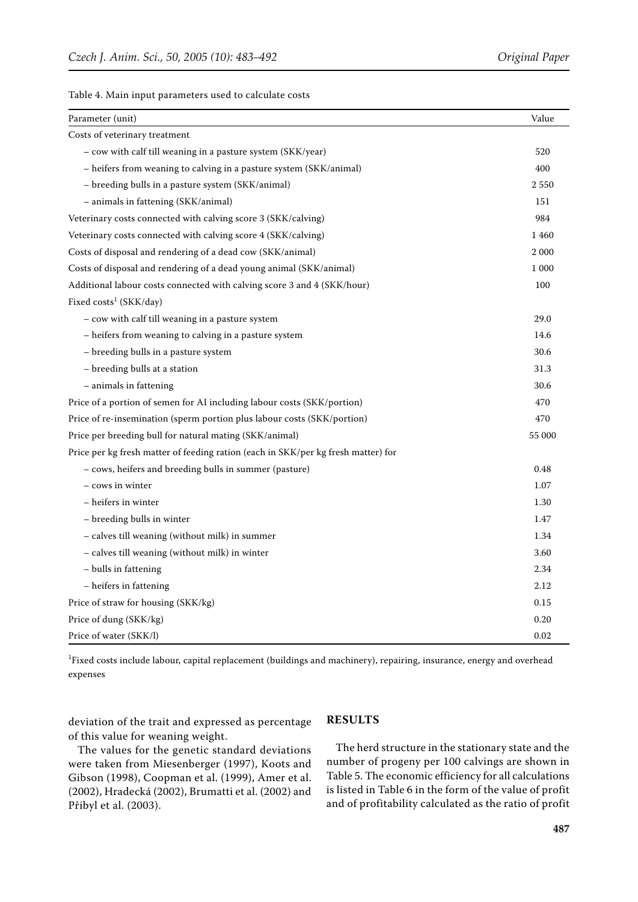Table 4. Main input parameters used to calculate costs

| Parameter (unit) | Value |
|---|---|
| Costs of veterinary treatment | |
| – cow with calf till weaning in a pasture system (SKK/year) | 520 |
| – heifers from weaning to calving in a pasture system (SKK/animal) | 400 |
| – breeding bulls in a pasture system (SKK/animal) | 2 550 |
| – animals in fattening (SKK/animal) | 151 |
| Veterinary costs connected with calving score 3 (SKK/calving) | 984 |
| Veterinary costs connected with calving score 4 (SKK/calving) | 1 460 |
| Costs of disposal and rendering of a dead cow (SKK/animal) | 2 000 |
| Costs of disposal and rendering of a dead young animal (SKK/animal) | 1 000 |
| Additional labour costs connected with calving score 3 and 4 (SKK/hour) | 100 |
| Fixed costs[1] (SKK/day) | |
| – cow with calf till weaning in a pasture system | 29.0 |
| – heifers from weaning to calving in a pasture system | 14.6 |
| – breeding bulls in a pasture system | 30.6 |
| – breeding bulls at a station | 31.3 |
| – animals in fattening | 30.6 |
| Price of a portion of semen for AI including labour costs (SKK/portion) | 470 |
| Price of re-insemination (sperm portion plus labour costs (SKK/portion) | 470 |
| Price per breeding bull for natural mating (SKK/animal) | 55 000 |
| Price per kg fresh matter of feeding ration (each in SKK/per kg fresh matter) for | |
| – cows, heifers and breeding bulls in summer (pasture) | 0.48 |
| – cows in winter | 1.07 |
| – heifers in winter | 1.30 |
| – breeding bulls in winter | 1.47 |
| – calves till weaning (without milk) in summer | 1.34 |
| – calves till weaning (without milk) in winter | 3.60 |
| – bulls in fattening | 2.34 |
| – heifers in fattening | 2.12 |
| Price of straw for housing (SKK/kg) | 0.15 |
| Price of dung (SKK/kg) | 0.20 |
| Price of water (SKK/l) | 0.02 |

[1]Fixed costs include labour, capital replacement (buildings and machinery), repairing, insurance, energy and overhead expenses

deviation of the trait and expressed as percentage of this value for weaning weight.

The values for the genetic standard deviations were taken from Miesenberger (1997), Koots and Gibson (1998), Coopman et al. (1999), Amer et al. (2002), Hradecká (2002), Brumatti et al. (2002) and Přibyl et al. (2003).

## RESULTS

The herd structure in the stationary state and the number of progeny per 100 calvings are shown in Table 5. The economic efficiency for all calculations is listed in Table 6 in the form of the value of profit and of profitability calculated as the ratio of profit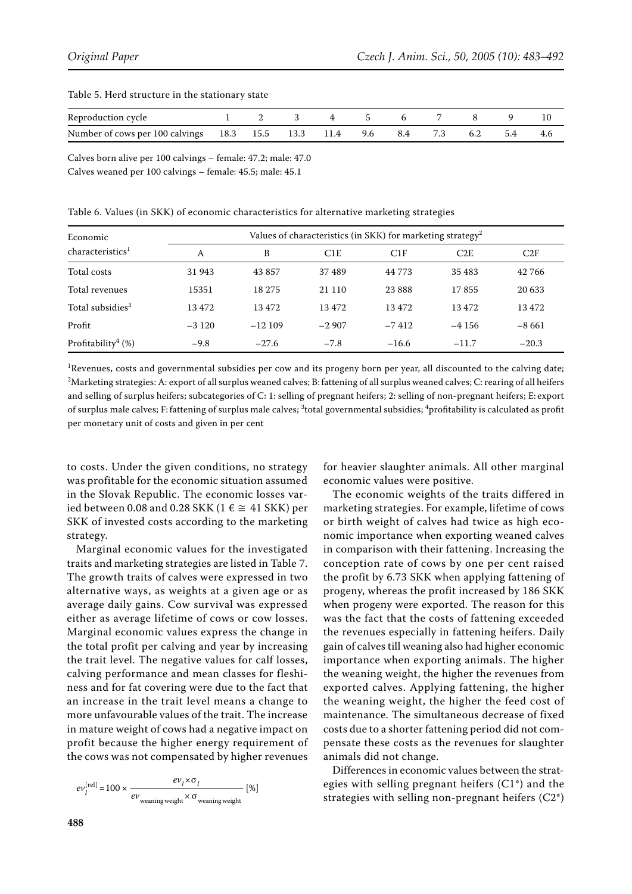Table 5. Herd structure in the stationary state

| Reproduction cycle | 1 | 2 | 3 | 4 | 5 | 6 | 7 | 8 | 9 | 10 |
|---|---|---|---|---|---|---|---|---|---|---|
| Number of cows per 100 calvings | 18.3 | 15.5 | 13.3 | 11.4 | 9.6 | 8.4 | 7.3 | 6.2 | 5.4 | 4.6 |

Calves born alive per 100 calvings – female: 47.2; male: 47.0
Calves weaned per 100 calvings – female: 45.5; male: 45.1

Table 6. Values (in SKK) of economic characteristics for alternative marketing strategies

| Economic characteristics[1] | Values of characteristics (in SKK) for marketing strategy[2] | | | | | |
|---|---|---|---|---|---|---|
| | A | B | C1E | C1F | C2E | C2F |
| Total costs | 31 943 | 43 857 | 37 489 | 44 773 | 35 483 | 42 766 |
| Total revenues | 15351 | 18 275 | 21 110 | 23 888 | 17 855 | 20 633 |
| Total subsidies[3] | 13 472 | 13 472 | 13 472 | 13 472 | 13 472 | 13 472 |
| Profit | −3 120 | −12 109 | −2 907 | −7 412 | −4 156 | −8 661 |
| Profitability[4] (%) | −9.8 | −27.6 | −7.8 | −16.6 | −11.7 | −20.3 |

[1]Revenues, costs and governmental subsidies per cow and its progeny born per year, all discounted to the calving date; [2]Marketing strategies: A: export of all surplus weaned calves; B: fattening of all surplus weaned calves; C: rearing of all heifers and selling of surplus heifers; subcategories of C: 1: selling of pregnant heifers; 2: selling of non-pregnant heifers; E: export of surplus male calves; F: fattening of surplus male calves; [3]total governmental subsidies; [4]profitability is calculated as profit per monetary unit of costs and given in per cent

to costs. Under the given conditions, no strategy was profitable for the economic situation assumed in the Slovak Republic. The economic losses varied between 0.08 and 0.28 SKK (1 € ≅ 41 SKK) per SKK of invested costs according to the marketing strategy.

Marginal economic values for the investigated traits and marketing strategies are listed in Table 7. The growth traits of calves were expressed in two alternative ways, as weights at a given age or as average daily gains. Cow survival was expressed either as average lifetime of cows or cow losses. Marginal economic values express the change in the total profit per calving and year by increasing the trait level. The negative values for calf losses, calving performance and mean classes for fleshiness and for fat covering were due to the fact that an increase in the trait level means a change to more unfavourable values of the trait. The increase in mature weight of cows had a negative impact on profit because the higher energy requirement of the cows was not compensated by higher revenues

$$ev_l^{[\mathrm{rel}]} = 100 \times \frac{ev_l \times \sigma_l}{ev_{\mathrm{weaning\,weight}} \times \sigma_{\mathrm{weaning\,weight}}} \text{ [\%]}$$

for heavier slaughter animals. All other marginal economic values were positive.

The economic weights of the traits differed in marketing strategies. For example, lifetime of cows or birth weight of calves had twice as high economic importance when exporting weaned calves in comparison with their fattening. Increasing the conception rate of cows by one per cent raised the profit by 6.73 SKK when applying fattening of progeny, whereas the profit increased by 186 SKK when progeny were exported. The reason for this was the fact that the costs of fattening exceeded the revenues especially in fattening heifers. Daily gain of calves till weaning also had higher economic importance when exporting animals. The higher the weaning weight, the higher the revenues from exported calves. Applying fattening, the higher the weaning weight, the higher the feed cost of maintenance. The simultaneous decrease of fixed costs due to a shorter fattening period did not compensate these costs as the revenues for slaughter animals did not change.

Differences in economic values between the strategies with selling pregnant heifers (C1*) and the strategies with selling non-pregnant heifers (C2*)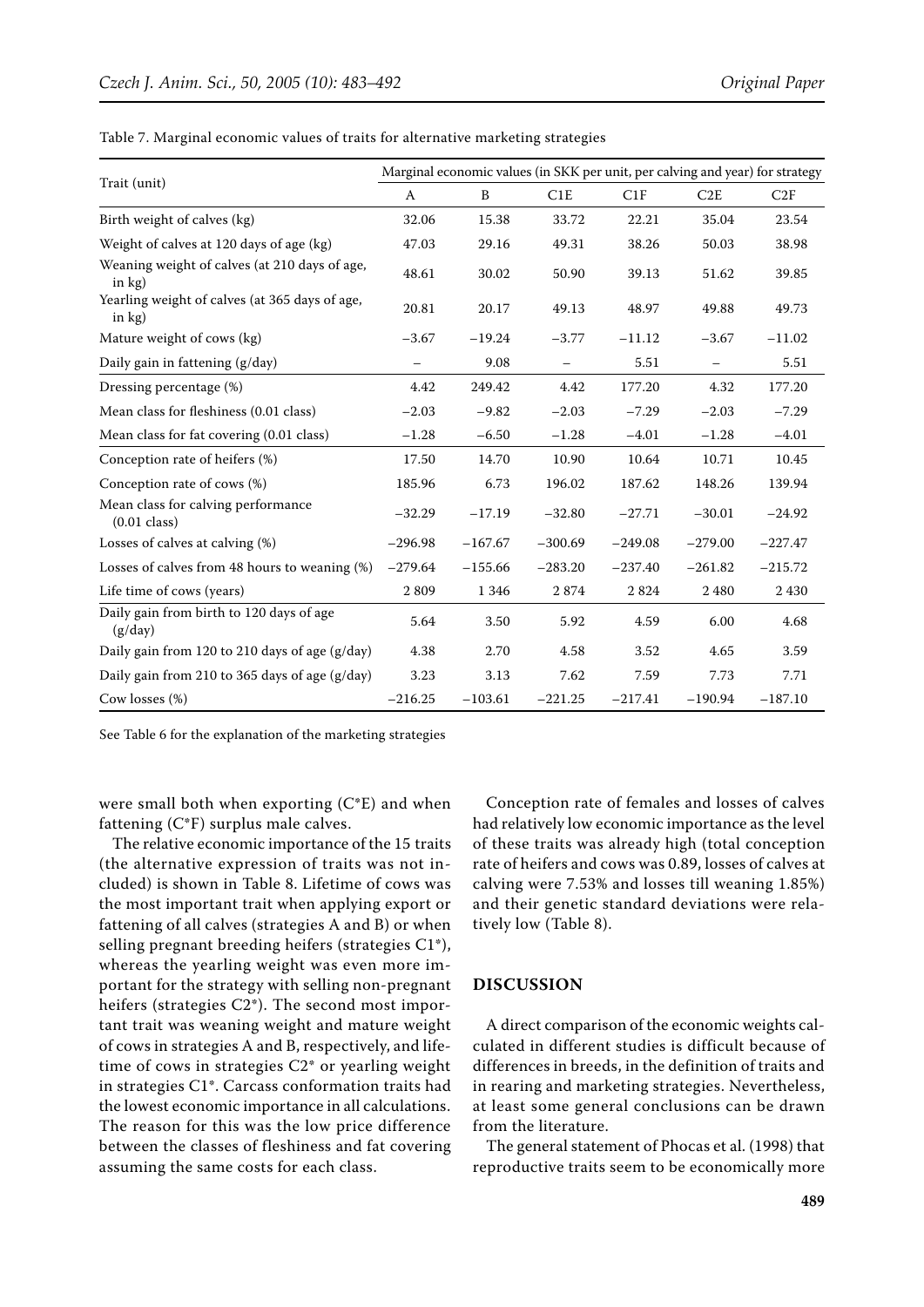Table 7. Marginal economic values of traits for alternative marketing strategies

| Trait (unit) | Marginal economic values (in SKK per unit, per calving and year) for strategy | | | | | |
|---|---|---|---|---|---|---|
| | A | B | C1E | C1F | C2E | C2F |
| Birth weight of calves (kg) | 32.06 | 15.38 | 33.72 | 22.21 | 35.04 | 23.54 |
| Weight of calves at 120 days of age (kg) | 47.03 | 29.16 | 49.31 | 38.26 | 50.03 | 38.98 |
| Weaning weight of calves (at 210 days of age, in kg) | 48.61 | 30.02 | 50.90 | 39.13 | 51.62 | 39.85 |
| Yearling weight of calves (at 365 days of age, in kg) | 20.81 | 20.17 | 49.13 | 48.97 | 49.88 | 49.73 |
| Mature weight of cows (kg) | −3.67 | −19.24 | −3.77 | −11.12 | −3.67 | −11.02 |
| Daily gain in fattening (g/day) | – | 9.08 | – | 5.51 | – | 5.51 |
| Dressing percentage (%) | 4.42 | 249.42 | 4.42 | 177.20 | 4.32 | 177.20 |
| Mean class for fleshiness (0.01 class) | −2.03 | −9.82 | −2.03 | −7.29 | −2.03 | −7.29 |
| Mean class for fat covering (0.01 class) | −1.28 | −6.50 | −1.28 | −4.01 | −1.28 | −4.01 |
| Conception rate of heifers (%) | 17.50 | 14.70 | 10.90 | 10.64 | 10.71 | 10.45 |
| Conception rate of cows (%) | 185.96 | 6.73 | 196.02 | 187.62 | 148.26 | 139.94 |
| Mean class for calving performance (0.01 class) | −32.29 | −17.19 | −32.80 | −27.71 | −30.01 | −24.92 |
| Losses of calves at calving (%) | −296.98 | −167.67 | −300.69 | −249.08 | −279.00 | −227.47 |
| Losses of calves from 48 hours to weaning (%) | −279.64 | −155.66 | −283.20 | −237.40 | −261.82 | −215.72 |
| Life time of cows (years) | 2 809 | 1 346 | 2 874 | 2 824 | 2 480 | 2 430 |
| Daily gain from birth to 120 days of age (g/day) | 5.64 | 3.50 | 5.92 | 4.59 | 6.00 | 4.68 |
| Daily gain from 120 to 210 days of age (g/day) | 4.38 | 2.70 | 4.58 | 3.52 | 4.65 | 3.59 |
| Daily gain from 210 to 365 days of age (g/day) | 3.23 | 3.13 | 7.62 | 7.59 | 7.73 | 7.71 |
| Cow losses (%) | −216.25 | −103.61 | −221.25 | −217.41 | −190.94 | −187.10 |

See Table 6 for the explanation of the marketing strategies

were small both when exporting (C*E) and when fattening (C*F) surplus male calves.

The relative economic importance of the 15 traits (the alternative expression of traits was not included) is shown in Table 8. Lifetime of cows was the most important trait when applying export or fattening of all calves (strategies A and B) or when selling pregnant breeding heifers (strategies C1*), whereas the yearling weight was even more important for the strategy with selling non-pregnant heifers (strategies C2*). The second most important trait was weaning weight and mature weight of cows in strategies A and B, respectively, and lifetime of cows in strategies C2* or yearling weight in strategies C1*. Carcass conformation traits had the lowest economic importance in all calculations. The reason for this was the low price difference between the classes of fleshiness and fat covering assuming the same costs for each class.

Conception rate of females and losses of calves had relatively low economic importance as the level of these traits was already high (total conception rate of heifers and cows was 0.89, losses of calves at calving were 7.53% and losses till weaning 1.85%) and their genetic standard deviations were relatively low (Table 8).

## DISCUSSION

A direct comparison of the economic weights calculated in different studies is difficult because of differences in breeds, in the definition of traits and in rearing and marketing strategies. Nevertheless, at least some general conclusions can be drawn from the literature.

The general statement of Phocas et al. (1998) that reproductive traits seem to be economically more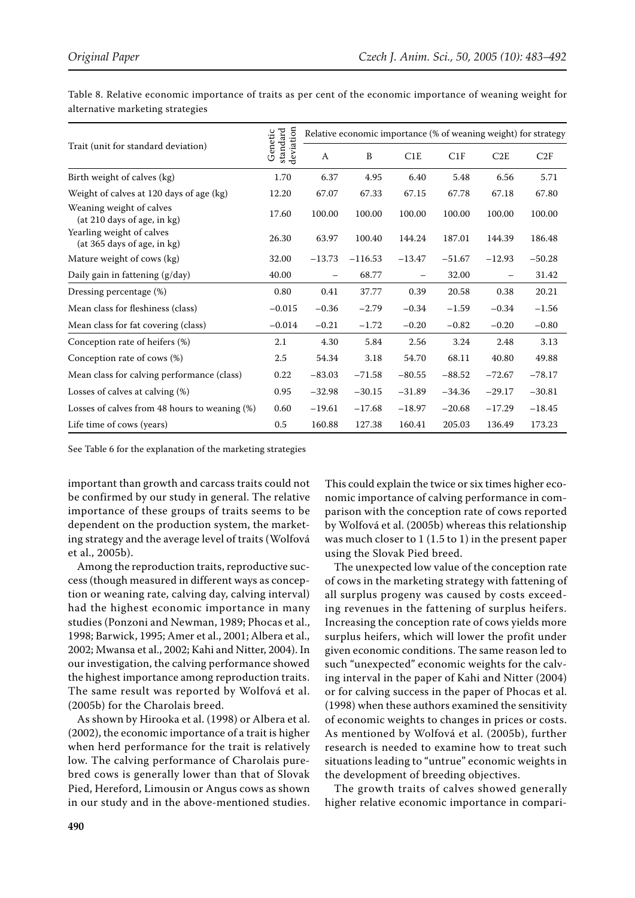Table 8. Relative economic importance of traits as per cent of the economic importance of weaning weight for alternative marketing strategies

| Trait (unit for standard deviation) | Genetic standard deviation | Relative economic importance (% of weaning weight) for strategy | | | | | |
|---|---|---|---|---|---|---|---|
| | | A | B | C1E | C1F | C2E | C2F |
| Birth weight of calves (kg) | 1.70 | 6.37 | 4.95 | 6.40 | 5.48 | 6.56 | 5.71 |
| Weight of calves at 120 days of age (kg) | 12.20 | 67.07 | 67.33 | 67.15 | 67.78 | 67.18 | 67.80 |
| Weaning weight of calves (at 210 days of age, in kg) | 17.60 | 100.00 | 100.00 | 100.00 | 100.00 | 100.00 | 100.00 |
| Yearling weight of calves (at 365 days of age, in kg) | 26.30 | 63.97 | 100.40 | 144.24 | 187.01 | 144.39 | 186.48 |
| Mature weight of cows (kg) | 32.00 | −13.73 | −116.53 | −13.47 | −51.67 | −12.93 | −50.28 |
| Daily gain in fattening (g/day) | 40.00 | – | 68.77 | – | 32.00 | – | 31.42 |
| Dressing percentage (%) | 0.80 | 0.41 | 37.77 | 0.39 | 20.58 | 0.38 | 20.21 |
| Mean class for fleshiness (class) | −0.015 | −0.36 | −2.79 | −0.34 | −1.59 | −0.34 | −1.56 |
| Mean class for fat covering (class) | −0.014 | −0.21 | −1.72 | −0.20 | −0.82 | −0.20 | −0.80 |
| Conception rate of heifers (%) | 2.1 | 4.30 | 5.84 | 2.56 | 3.24 | 2.48 | 3.13 |
| Conception rate of cows (%) | 2.5 | 54.34 | 3.18 | 54.70 | 68.11 | 40.80 | 49.88 |
| Mean class for calving performance (class) | 0.22 | −83.03 | −71.58 | −80.55 | −88.52 | −72.67 | −78.17 |
| Losses of calves at calving (%) | 0.95 | −32.98 | −30.15 | −31.89 | −34.36 | −29.17 | −30.81 |
| Losses of calves from 48 hours to weaning (%) | 0.60 | −19.61 | −17.68 | −18.97 | −20.68 | −17.29 | −18.45 |
| Life time of cows (years) | 0.5 | 160.88 | 127.38 | 160.41 | 205.03 | 136.49 | 173.23 |

See Table 6 for the explanation of the marketing strategies

important than growth and carcass traits could not be confirmed by our study in general. The relative importance of these groups of traits seems to be dependent on the production system, the marketing strategy and the average level of traits (Wolfová et al., 2005b).

Among the reproduction traits, reproductive success (though measured in different ways as conception or weaning rate, calving day, calving interval) had the highest economic importance in many studies (Ponzoni and Newman, 1989; Phocas et al., 1998; Barwick, 1995; Amer et al., 2001; Albera et al., 2002; Mwansa et al., 2002; Kahi and Nitter, 2004). In our investigation, the calving performance showed the highest importance among reproduction traits. The same result was reported by Wolfová et al. (2005b) for the Charolais breed.

As shown by Hirooka et al. (1998) or Albera et al. (2002), the economic importance of a trait is higher when herd performance for the trait is relatively low. The calving performance of Charolais purebred cows is generally lower than that of Slovak Pied, Hereford, Limousin or Angus cows as shown in our study and in the above-mentioned studies. This could explain the twice or six times higher economic importance of calving performance in comparison with the conception rate of cows reported by Wolfová et al. (2005b) whereas this relationship was much closer to 1 (1.5 to 1) in the present paper using the Slovak Pied breed.

The unexpected low value of the conception rate of cows in the marketing strategy with fattening of all surplus progeny was caused by costs exceeding revenues in the fattening of surplus heifers. Increasing the conception rate of cows yields more surplus heifers, which will lower the profit under given economic conditions. The same reason led to such "unexpected" economic weights for the calving interval in the paper of Kahi and Nitter (2004) or for calving success in the paper of Phocas et al. (1998) when these authors examined the sensitivity of economic weights to changes in prices or costs. As mentioned by Wolfová et al. (2005b), further research is needed to examine how to treat such situations leading to "untrue" economic weights in the development of breeding objectives.

The growth traits of calves showed generally higher relative economic importance in compari-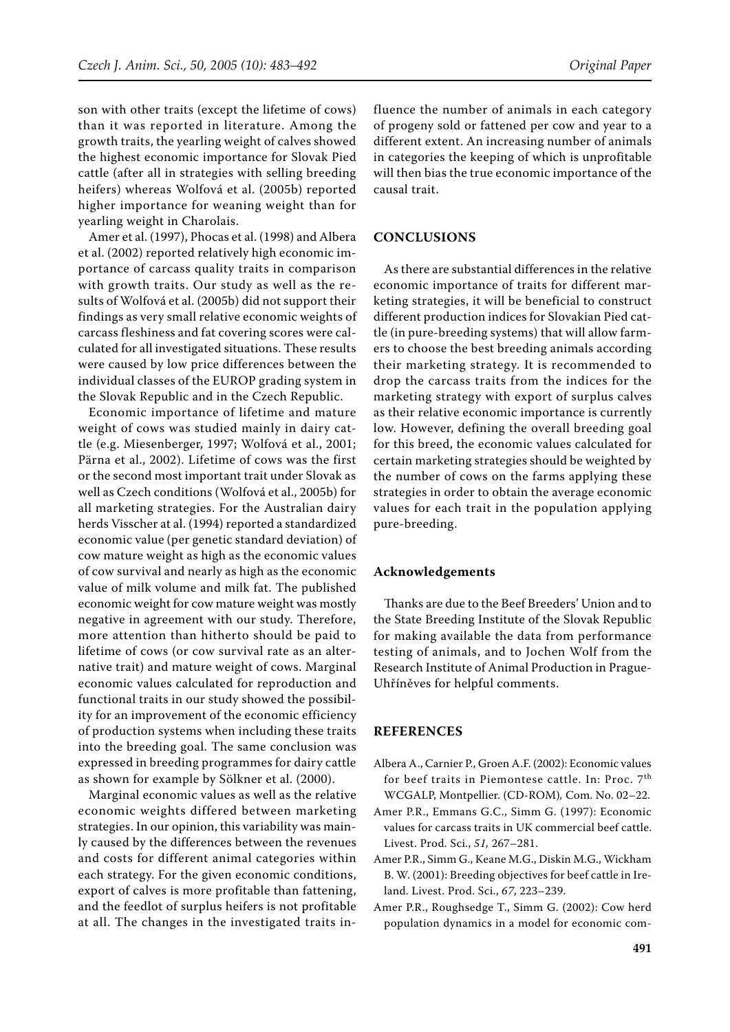son with other traits (except the lifetime of cows) than it was reported in literature. Among the growth traits, the yearling weight of calves showed the highest economic importance for Slovak Pied cattle (after all in strategies with selling breeding heifers) whereas Wolfová et al. (2005b) reported higher importance for weaning weight than for yearling weight in Charolais.

Amer et al. (1997), Phocas et al. (1998) and Albera et al. (2002) reported relatively high economic importance of carcass quality traits in comparison with growth traits. Our study as well as the results of Wolfová et al. (2005b) did not support their findings as very small relative economic weights of carcass fleshiness and fat covering scores were calculated for all investigated situations. These results were caused by low price differences between the individual classes of the EUROP grading system in the Slovak Republic and in the Czech Republic.

Economic importance of lifetime and mature weight of cows was studied mainly in dairy cattle (e.g. Miesenberger, 1997; Wolfová et al., 2001; Pärna et al., 2002). Lifetime of cows was the first or the second most important trait under Slovak as well as Czech conditions (Wolfová et al., 2005b) for all marketing strategies. For the Australian dairy herds Visscher at al. (1994) reported a standardized economic value (per genetic standard deviation) of cow mature weight as high as the economic values of cow survival and nearly as high as the economic value of milk volume and milk fat. The published economic weight for cow mature weight was mostly negative in agreement with our study. Therefore, more attention than hitherto should be paid to lifetime of cows (or cow survival rate as an alternative trait) and mature weight of cows. Marginal economic values calculated for reproduction and functional traits in our study showed the possibility for an improvement of the economic efficiency of production systems when including these traits into the breeding goal. The same conclusion was expressed in breeding programmes for dairy cattle as shown for example by Sölkner et al. (2000).

Marginal economic values as well as the relative economic weights differed between marketing strategies. In our opinion, this variability was mainly caused by the differences between the revenues and costs for different animal categories within each strategy. For the given economic conditions, export of calves is more profitable than fattening, and the feedlot of surplus heifers is not profitable at all. The changes in the investigated traits influence the number of animals in each category of progeny sold or fattened per cow and year to a different extent. An increasing number of animals in categories the keeping of which is unprofitable will then bias the true economic importance of the causal trait.

## CONCLUSIONS

As there are substantial differences in the relative economic importance of traits for different marketing strategies, it will be beneficial to construct different production indices for Slovakian Pied cattle (in pure-breeding systems) that will allow farmers to choose the best breeding animals according their marketing strategy. It is recommended to drop the carcass traits from the indices for the marketing strategy with export of surplus calves as their relative economic importance is currently low. However, defining the overall breeding goal for this breed, the economic values calculated for certain marketing strategies should be weighted by the number of cows on the farms applying these strategies in order to obtain the average economic values for each trait in the population applying pure-breeding.

### Acknowledgements

Thanks are due to the Beef Breeders' Union and to the State Breeding Institute of the Slovak Republic for making available the data from performance testing of animals, and to Jochen Wolf from the Research Institute of Animal Production in Prague-Uhříněves for helpful comments.

## REFERENCES

Albera A., Carnier P., Groen A.F. (2002): Economic values for beef traits in Piemontese cattle. In: Proc. 7th WCGALP, Montpellier. (CD-ROM), Com. No. 02–22.

Amer P.R., Emmans G.C., Simm G. (1997): Economic values for carcass traits in UK commercial beef cattle. Livest. Prod. Sci., *51*, 267–281.

Amer P.R., Simm G., Keane M.G., Diskin M.G., Wickham B. W. (2001): Breeding objectives for beef cattle in Ireland. Livest. Prod. Sci., *67*, 223–239.

Amer P.R., Roughsedge T., Simm G. (2002): Cow herd population dynamics in a model for economic com-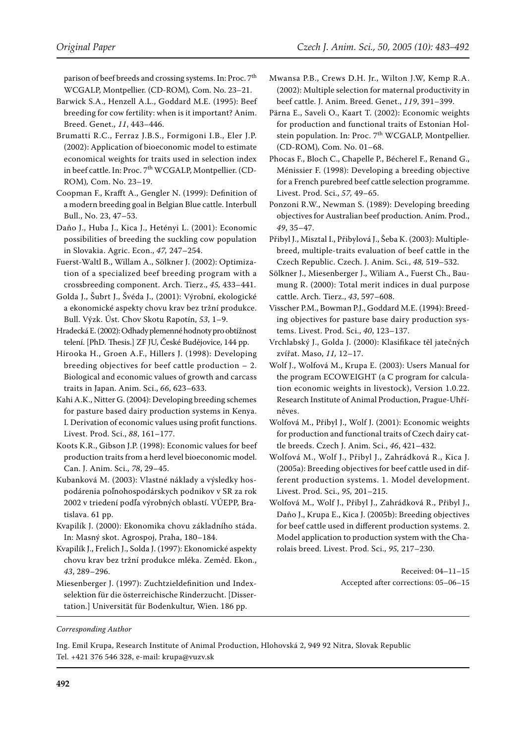parison of beef breeds and crossing systems. In: Proc. 7[th] WCGALP, Montpellier. (CD-ROM), Com. No. 23–21.

Barwick S.A., Henzell A.L., Goddard M.E. (1995): Beef breeding for cow fertility: when is it important? Anim. Breed. Genet., *11*, 443–446.

Brumatti R.C., Ferraz J.B.S., Formigoni I.B., Eler J.P. (2002): Application of bioeconomic model to estimate economical weights for traits used in selection index in beef cattle. In: Proc. 7[th] WCGALP, Montpellier. (CD-ROM), Com. No. 23–19.

Coopman F., Krafft A., Gengler N. (1999): Definition of a modern breeding goal in Belgian Blue cattle. Interbull Bull., No. 23, 47–53.

Daňo J., Huba J., Kica J., Hetényi L. (2001): Economic possibilities of breeding the suckling cow population in Slovakia. Agric. Econ., *47,* 247–254.

Fuerst-Waltl B., Willam A., Sölkner J. (2002): Optimization of a specialized beef breeding program with a crossbreeding component. Arch. Tierz., *45,* 433–441.

Golda J., Šubrt J., Švéda J., (2001): Výrobní, ekologické a ekonomické aspekty chovu krav bez tržní produkce. Bull. Výzk. Úst. Chov Skotu Rapotín, *53*, 1–9.

Hradecká E. (2002): Odhady plemenné hodnoty pro obtížnost telení. [PhD. Thesis.] ZF JU, České Budějovice, 144 pp.

Hirooka H., Groen A.F., Hillers J. (1998): Developing breeding objectives for beef cattle production – 2. Biological and economic values of growth and carcass traits in Japan. Anim. Sci., *66*, 623–633.

Kahi A.K., Nitter G. (2004): Developing breeding schemes for pasture based dairy production systems in Kenya. I. Derivation of economic values using profit functions. Livest. Prod. Sci., *88*, 161–177.

Koots K.R., Gibson J.P. (1998): Economic values for beef production traits from a herd level bioeconomic model. Can. J. Anim. Sci., *78*, 29–45.

Kubanková M. (2003): Vlastné náklady a výsledky hospodárenia poľnohospodárskych podnikov v SR za rok 2002 v triedení podľa výrobných oblastí. VÚEPP, Bratislava. 61 pp.

Kvapilík J. (2000): Ekonomika chovu základního stáda. In: Masný skot. Agrospoj, Praha, 180–184.

Kvapilík J., Frelich J., Solda J. (1997): Ekonomické aspekty chovu krav bez tržní produkce mléka. Zeměd. Ekon., *43*, 289–296.

Miesenberger J. (1997): Zuchtzieldefinition und Indexselektion für die österreichische Rinderzucht. [Dissertation.] Universität für Bodenkultur, Wien. 186 pp.

Mwansa P.B., Crews D.H. Jr., Wilton J.W, Kemp R.A. (2002): Multiple selection for maternal productivity in beef cattle. J. Anim. Breed. Genet., *119*, 391–399.

Pärna E., Saveli O., Kaart T. (2002): Economic weights for production and functional traits of Estonian Holstein population. In: Proc. 7[th] WCGALP, Montpellier. (CD-ROM), Com. No. 01–68.

Phocas F., Bloch C., Chapelle P., Bécherel F., Renand G., Ménissier F. (1998): Developing a breeding objective for a French purebred beef cattle selection programme. Livest. Prod. Sci., *57,* 49–65.

Ponzoni R.W., Newman S. (1989): Developing breeding objectives for Australian beef production. Anim. Prod., *49*, 35–47.

Přibyl J., Misztal I., Přibylová J., Šeba K. (2003): Multiple-breed, multiple-traits evaluation of beef cattle in the Czech Republic. Czech. J. Anim. Sci., *48,* 519–532.

Sölkner J., Miesenberger J., Wiliam A., Fuerst Ch., Baumung R. (2000): Total merit indices in dual purpose cattle. Arch. Tierz., *43*, 597–608.

Visscher P.M., Bowman P.J., Goddard M.E. (1994): Breeding objectives for pasture base dairy production systems. Livest. Prod. Sci., *40*, 123–137.

Vrchlabský J., Golda J. (2000): Klasifikace těl jatečných zvířat. Maso, *11,* 12–17.

Wolf J., Wolfová M., Krupa E. (2003): Users Manual for the program ECOWEIGHT (a C program for calculation economic weights in livestock), Version 1.0.22. Research Institute of Animal Production, Prague-Uhříněves.

Wolfová M., Přibyl J., Wolf J. (2001): Economic weights for production and functional traits of Czech dairy cattle breeds. Czech J. Anim. Sci., *46*, 421–432.

Wolfová M., Wolf J., Přibyl J., Zahrádková R., Kica J. (2005a): Breeding objectives for beef cattle used in different production systems. 1. Model development. Livest. Prod. Sci., *95,* 201–215.

Wolfová M., Wolf J., Zahrádková R., Přibyl J., Daňo J., Krupa E., Kica J. (2005b): Breeding objectives for beef cattle used in different production systems. 2. Model application to production system with the Charolais breed. Livest. Prod. Sci., *95,* 217–230.

Received: 04–11–15
Accepted after corrections: 05–06–15

*Corresponding Author*

Ing. Emil Krupa, Research Institute of Animal Production, Hlohovská 2, 949 92 Nitra, Slovak Republic
Tel. +421 376 546 328, e-mail: krupa@vuzv.sk